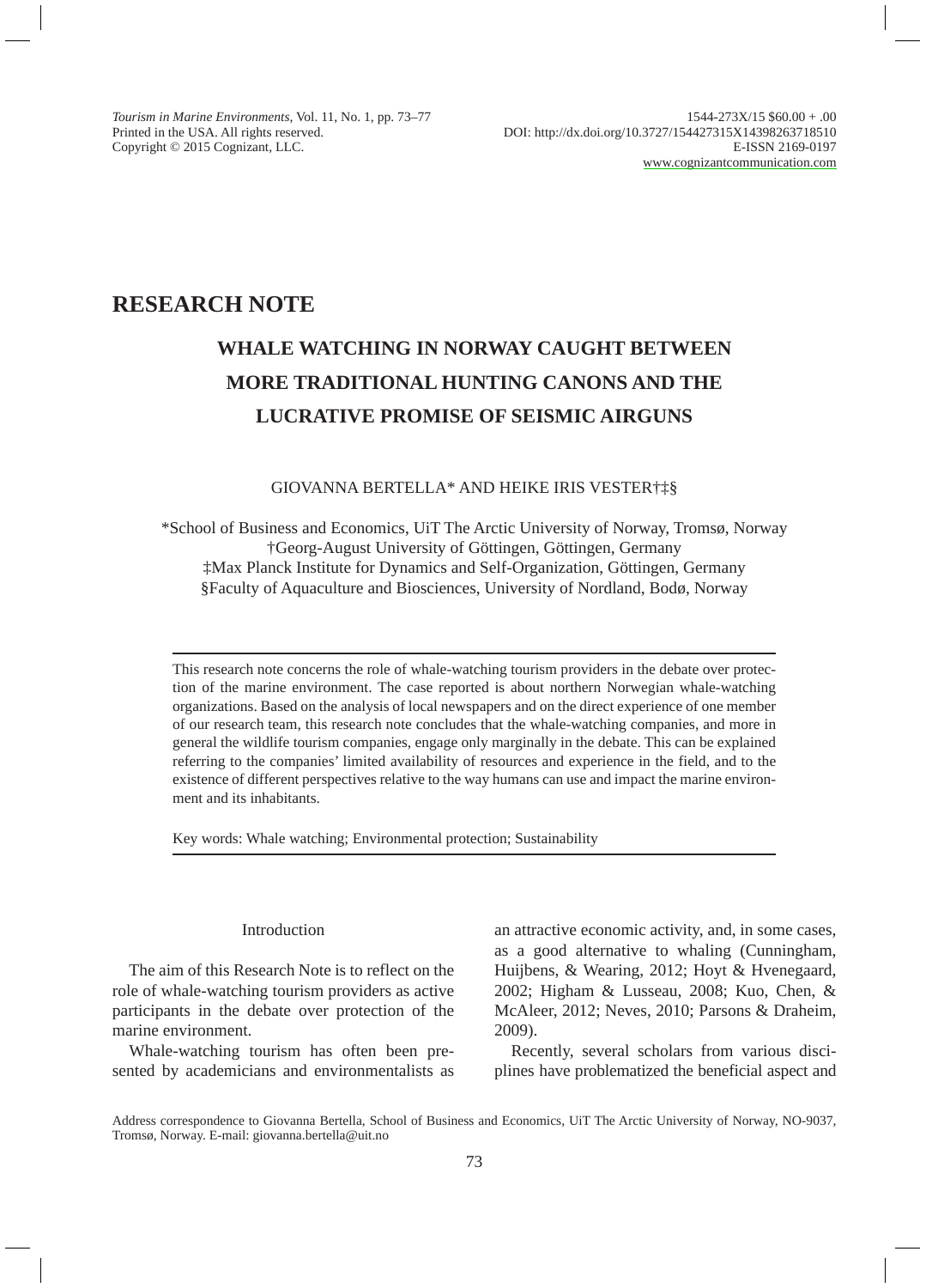## RESEARCH NOTE

# WHALE WATCHING IN NORWAY CAUGHT BETWEEN MORE TRADITIONAL HUNTING CANONS AND THE LUCRATIVE PROMISE OF SEISMIC AIRGUNS

GIOVANNA BERTELLA* AND HEIKE IRIS VESTER†‡§

*School of Business and Economics, UiT The Arctic University of Norway, Tromsø, Norway
†Georg-August University of Göttingen, Göttingen, Germany
‡Max Planck Institute for Dynamics and Self-Organization, Göttingen, Germany
§Faculty of Aquaculture and Biosciences, University of Nordland, Bodø, Norway

This research note concerns the role of whale-watching tourism providers in the debate over protection of the marine environment. The case reported is about northern Norwegian whale-watching organizations. Based on the analysis of local newspapers and on the direct experience of one member of our research team, this research note concludes that the whale-watching companies, and more in general the wildlife tourism companies, engage only marginally in the debate. This can be explained referring to the companies' limited availability of resources and experience in the field, and to the existence of different perspectives relative to the way humans can use and impact the marine environment and its inhabitants.

Key words: Whale watching; Environmental protection; Sustainability

## Introduction

The aim of this Research Note is to reflect on the role of whale-watching tourism providers as active participants in the debate over protection of the marine environment.

Whale-watching tourism has often been presented by academicians and environmentalists as an attractive economic activity, and, in some cases, as a good alternative to whaling (Cunningham, Huijbens, & Wearing, 2012; Hoyt & Hvenegaard, 2002; Higham & Lusseau, 2008; Kuo, Chen, & McAleer, 2012; Neves, 2010; Parsons & Draheim, 2009).

Recently, several scholars from various disciplines have problematized the beneficial aspect and

Address correspondence to Giovanna Bertella, School of Business and Economics, UiT The Arctic University of Norway, NO-9037, Tromsø, Norway. E-mail: giovanna.bertella@uit.no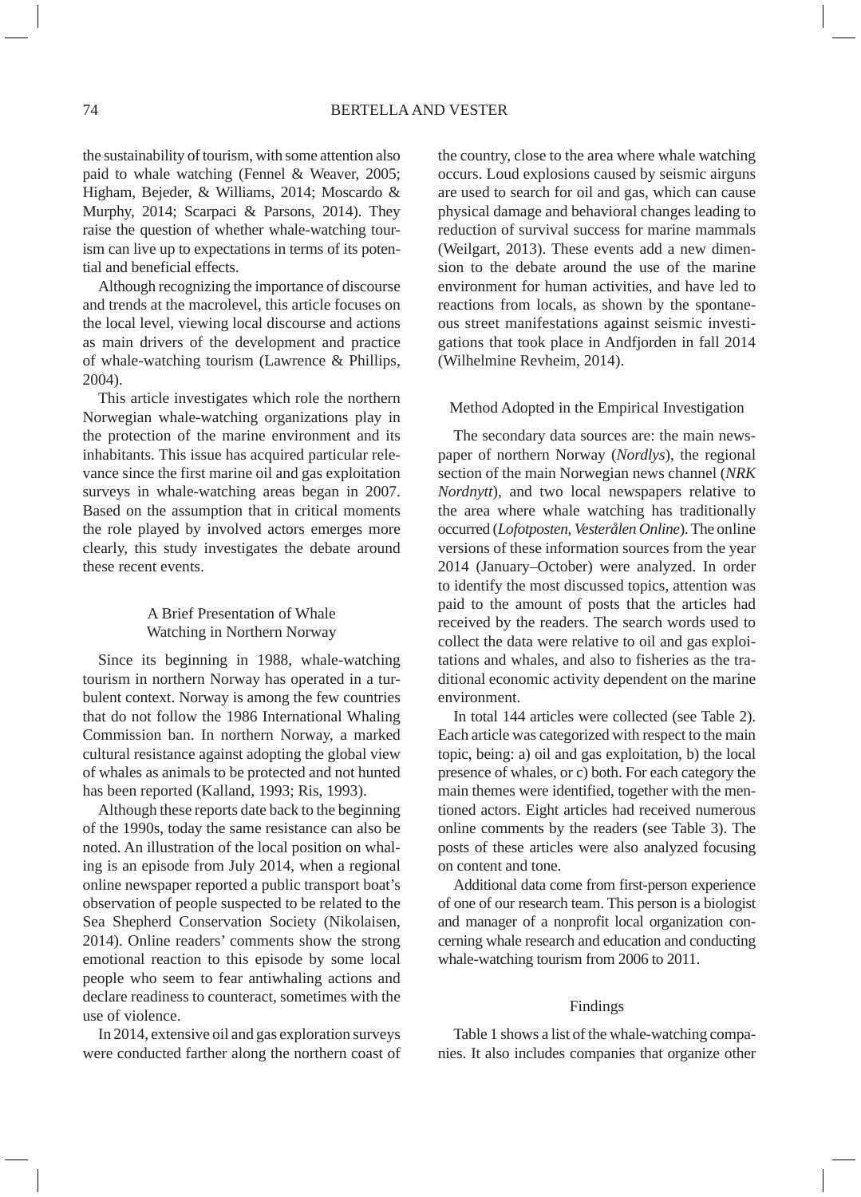the sustainability of tourism, with some attention also paid to whale watching (Fennel & Weaver, 2005; Higham, Bejeder, & Williams, 2014; Moscardo & Murphy, 2014; Scarpaci & Parsons, 2014). They raise the question of whether whale-watching tourism can live up to expectations in terms of its potential and beneficial effects.

Although recognizing the importance of discourse and trends at the macrolevel, this article focuses on the local level, viewing local discourse and actions as main drivers of the development and practice of whale-watching tourism (Lawrence & Phillips, 2004).

This article investigates which role the northern Norwegian whale-watching organizations play in the protection of the marine environment and its inhabitants. This issue has acquired particular relevance since the first marine oil and gas exploitation surveys in whale-watching areas began in 2007. Based on the assumption that in critical moments the role played by involved actors emerges more clearly, this study investigates the debate around these recent events.

## A Brief Presentation of Whale Watching in Northern Norway

Since its beginning in 1988, whale-watching tourism in northern Norway has operated in a turbulent context. Norway is among the few countries that do not follow the 1986 International Whaling Commission ban. In northern Norway, a marked cultural resistance against adopting the global view of whales as animals to be protected and not hunted has been reported (Kalland, 1993; Ris, 1993).

Although these reports date back to the beginning of the 1990s, today the same resistance can also be noted. An illustration of the local position on whaling is an episode from July 2014, when a regional online newspaper reported a public transport boat's observation of people suspected to be related to the Sea Shepherd Conservation Society (Nikolaisen, 2014). Online readers' comments show the strong emotional reaction to this episode by some local people who seem to fear antiwhaling actions and declare readiness to counteract, sometimes with the use of violence.

In 2014, extensive oil and gas exploration surveys were conducted farther along the northern coast of the country, close to the area where whale watching occurs. Loud explosions caused by seismic airguns are used to search for oil and gas, which can cause physical damage and behavioral changes leading to reduction of survival success for marine mammals (Weilgart, 2013). These events add a new dimension to the debate around the use of the marine environment for human activities, and have led to reactions from locals, as shown by the spontaneous street manifestations against seismic investigations that took place in Andfjorden in fall 2014 (Wilhelmine Revheim, 2014).

### Method Adopted in the Empirical Investigation

The secondary data sources are: the main newspaper of northern Norway (*Nordlys*), the regional section of the main Norwegian news channel (*NRK Nordnytt*), and two local newspapers relative to the area where whale watching has traditionally occurred (*Lofotposten*, *Vesterålen Online*). The online versions of these information sources from the year 2014 (January–October) were analyzed. In order to identify the most discussed topics, attention was paid to the amount of posts that the articles had received by the readers. The search words used to collect the data were relative to oil and gas exploitations and whales, and also to fisheries as the traditional economic activity dependent on the marine environment.

In total 144 articles were collected (see Table 2). Each article was categorized with respect to the main topic, being: a) oil and gas exploitation, b) the local presence of whales, or c) both. For each category the main themes were identified, together with the mentioned actors. Eight articles had received numerous online comments by the readers (see Table 3). The posts of these articles were also analyzed focusing on content and tone.

Additional data come from first-person experience of one of our research team. This person is a biologist and manager of a nonprofit local organization concerning whale research and education and conducting whale-watching tourism from 2006 to 2011.

## Findings

Table 1 shows a list of the whale-watching companies. It also includes companies that organize other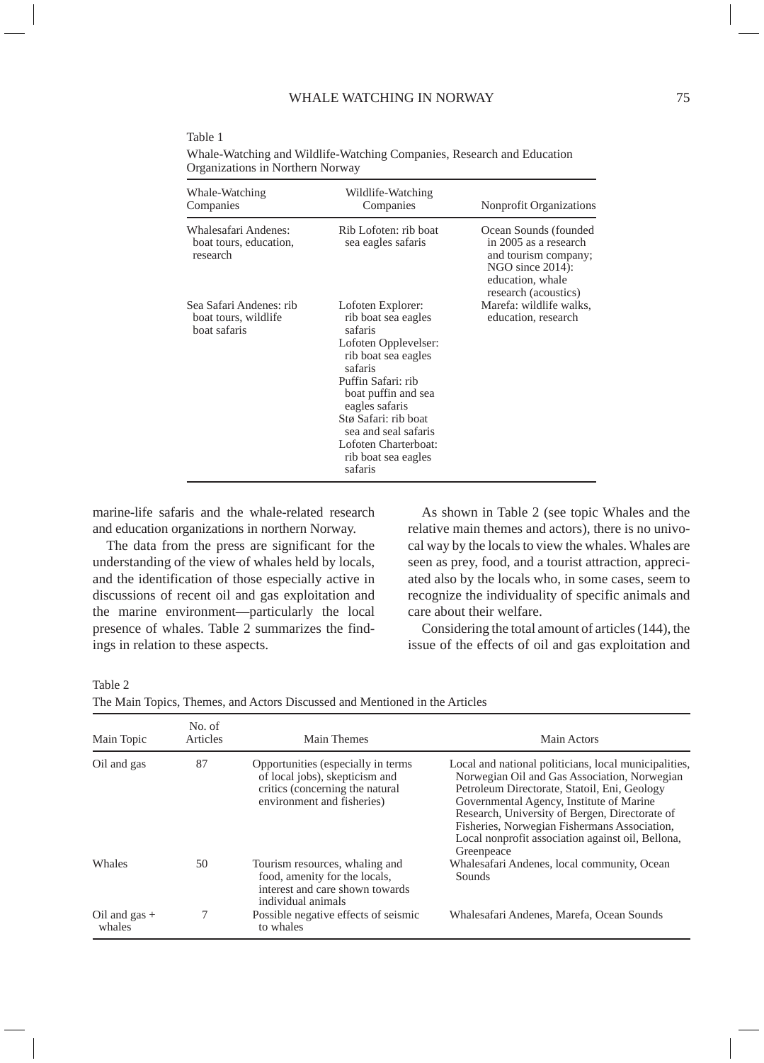Table 1

Whale-Watching and Wildlife-Watching Companies, Research and Education Organizations in Northern Norway

| Whale-Watching Companies | Wildlife-Watching Companies | Nonprofit Organizations |
|---|---|---|
| Whalesafari Andenes: boat tours, education, research | Rib Lofoten: rib boat sea eagles safaris | Ocean Sounds (founded in 2005 as a research and tourism company; NGO since 2014): education, whale research (acoustics) |
| Sea Safari Andenes: rib boat tours, wildlife boat safaris | Lofoten Explorer: rib boat sea eagles safaris<br>Lofoten Opplevelser: rib boat sea eagles safaris<br>Puffin Safari: rib boat puffin and sea eagles safaris<br>Stø Safari: rib boat sea and seal safaris<br>Lofoten Charterboat: rib boat sea eagles safaris | Marefa: wildlife walks, education, research |

marine-life safaris and the whale-related research and education organizations in northern Norway.

The data from the press are significant for the understanding of the view of whales held by locals, and the identification of those especially active in discussions of recent oil and gas exploitation and the marine environment—particularly the local presence of whales. Table 2 summarizes the findings in relation to these aspects.

As shown in Table 2 (see topic Whales and the relative main themes and actors), there is no univocal way by the locals to view the whales. Whales are seen as prey, food, and a tourist attraction, appreciated also by the locals who, in some cases, seem to recognize the individuality of specific animals and care about their welfare.

Considering the total amount of articles (144), the issue of the effects of oil and gas exploitation and

Table 2

The Main Topics, Themes, and Actors Discussed and Mentioned in the Articles

| Main Topic | No. of Articles | Main Themes | Main Actors |
|---|---|---|---|
| Oil and gas | 87 | Opportunities (especially in terms of local jobs), skepticism and critics (concerning the natural environment and fisheries) | Local and national politicians, local municipalities, Norwegian Oil and Gas Association, Norwegian Petroleum Directorate, Statoil, Eni, Geology Governmental Agency, Institute of Marine Research, University of Bergen, Directorate of Fisheries, Norwegian Fishermans Association, Local nonprofit association against oil, Bellona, Greenpeace |
| Whales | 50 | Tourism resources, whaling and food, amenity for the locals, interest and care shown towards individual animals | Whalesafari Andenes, local community, Ocean Sounds |
| Oil and gas + whales | 7 | Possible negative effects of seismic to whales | Whalesafari Andenes, Marefa, Ocean Sounds |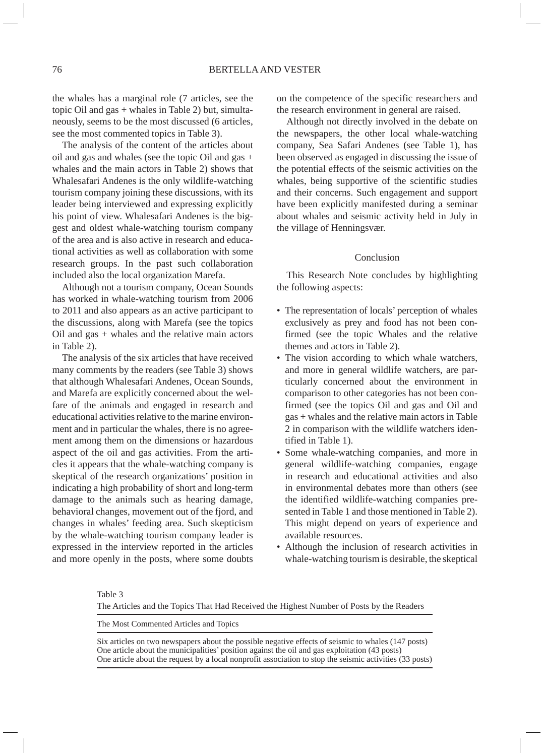the whales has a marginal role (7 articles, see the topic Oil and gas + whales in Table 2) but, simultaneously, seems to be the most discussed (6 articles, see the most commented topics in Table 3).

The analysis of the content of the articles about oil and gas and whales (see the topic Oil and gas + whales and the main actors in Table 2) shows that Whalesafari Andenes is the only wildlife-watching tourism company joining these discussions, with its leader being interviewed and expressing explicitly his point of view. Whalesafari Andenes is the biggest and oldest whale-watching tourism company of the area and is also active in research and educational activities as well as collaboration with some research groups. In the past such collaboration included also the local organization Marefa.

Although not a tourism company, Ocean Sounds has worked in whale-watching tourism from 2006 to 2011 and also appears as an active participant to the discussions, along with Marefa (see the topics Oil and gas + whales and the relative main actors in Table 2).

The analysis of the six articles that have received many comments by the readers (see Table 3) shows that although Whalesafari Andenes, Ocean Sounds, and Marefa are explicitly concerned about the welfare of the animals and engaged in research and educational activities relative to the marine environment and in particular the whales, there is no agreement among them on the dimensions or hazardous aspect of the oil and gas activities. From the articles it appears that the whale-watching company is skeptical of the research organizations' position in indicating a high probability of short and long-term damage to the animals such as hearing damage, behavioral changes, movement out of the fjord, and changes in whales' feeding area. Such skepticism by the whale-watching tourism company leader is expressed in the interview reported in the articles and more openly in the posts, where some doubts on the competence of the specific researchers and the research environment in general are raised.

Although not directly involved in the debate on the newspapers, the other local whale-watching company, Sea Safari Andenes (see Table 1), has been observed as engaged in discussing the issue of the potential effects of the seismic activities on the whales, being supportive of the scientific studies and their concerns. Such engagement and support have been explicitly manifested during a seminar about whales and seismic activity held in July in the village of Henningsvær.

## Conclusion

This Research Note concludes by highlighting the following aspects:

- The representation of locals' perception of whales exclusively as prey and food has not been confirmed (see the topic Whales and the relative themes and actors in Table 2).
- The vision according to which whale watchers, and more in general wildlife watchers, are particularly concerned about the environment in comparison to other categories has not been confirmed (see the topics Oil and gas and Oil and gas + whales and the relative main actors in Table 2 in comparison with the wildlife watchers identified in Table 1).
- Some whale-watching companies, and more in general wildlife-watching companies, engage in research and educational activities and also in environmental debates more than others (see the identified wildlife-watching companies presented in Table 1 and those mentioned in Table 2). This might depend on years of experience and available resources.
- Although the inclusion of research activities in whale-watching tourism is desirable, the skeptical

Table 3
The Articles and the Topics That Had Received the Highest Number of Posts by the Readers

| The Most Commented Articles and Topics |
|---|
| Six articles on two newspapers about the possible negative effects of seismic to whales (147 posts) |
| One article about the municipalities' position against the oil and gas exploitation (43 posts) |
| One article about the request by a local nonprofit association to stop the seismic activities (33 posts) |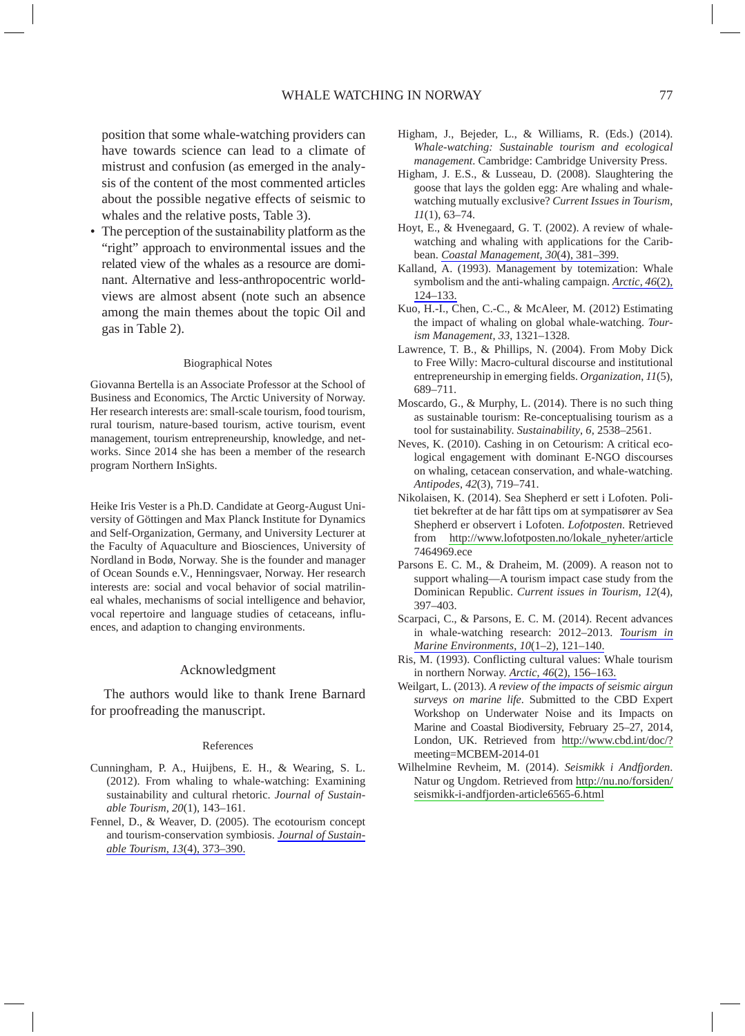position that some whale-watching providers can have towards science can lead to a climate of mistrust and confusion (as emerged in the analysis of the content of the most commented articles about the possible negative effects of seismic to whales and the relative posts, Table 3).

- The perception of the sustainability platform as the "right" approach to environmental issues and the related view of the whales as a resource are dominant. Alternative and less-anthropocentric worldviews are almost absent (note such an absence among the main themes about the topic Oil and gas in Table 2).

### Biographical Notes

Giovanna Bertella is an Associate Professor at the School of Business and Economics, The Arctic University of Norway. Her research interests are: small-scale tourism, food tourism, rural tourism, nature-based tourism, active tourism, event management, tourism entrepreneurship, knowledge, and networks. Since 2014 she has been a member of the research program Northern InSights.

Heike Iris Vester is a Ph.D. Candidate at Georg-August University of Göttingen and Max Planck Institute for Dynamics and Self-Organization, Germany, and University Lecturer at the Faculty of Aquaculture and Biosciences, University of Nordland in Bodø, Norway. She is the founder and manager of Ocean Sounds e.V., Henningsvaer, Norway. Her research interests are: social and vocal behavior of social matrilineal whales, mechanisms of social intelligence and behavior, vocal repertoire and language studies of cetaceans, influences, and adaption to changing environments.

## Acknowledgment

The authors would like to thank Irene Barnard for proofreading the manuscript.

## References

Cunningham, P. A., Huijbens, E. H., & Wearing, S. L. (2012). From whaling to whale-watching: Examining sustainability and cultural rhetoric. *Journal of Sustainable Tourism*, *20*(1), 143–161.

Fennel, D., & Weaver, D. (2005). The ecotourism concept and tourism-conservation symbiosis. *Journal of Sustainable Tourism*, *13*(4), 373–390.

Higham, J., Bejeder, L., & Williams, R. (Eds.) (2014). *Whale-watching: Sustainable tourism and ecological management*. Cambridge: Cambridge University Press.

Higham, J. E.S., & Lusseau, D. (2008). Slaughtering the goose that lays the golden egg: Are whaling and whale-watching mutually exclusive? *Current Issues in Tourism*, *11*(1), 63–74.

Hoyt, E., & Hvenegaard, G. T. (2002). A review of whale-watching and whaling with applications for the Caribbean. *Coastal Management*, *30*(4), 381–399.

Kalland, A. (1993). Management by totemization: Whale symbolism and the anti-whaling campaign. *Arctic*, *46*(2), 124–133.

Kuo, H.-I., Chen, C.-C., & McAleer, M. (2012) Estimating the impact of whaling on global whale-watching. *Tourism Management*, *33*, 1321–1328.

Lawrence, T. B., & Phillips, N. (2004). From Moby Dick to Free Willy: Macro-cultural discourse and institutional entrepreneurship in emerging fields. *Organization*, *11*(5), 689–711.

Moscardo, G., & Murphy, L. (2014). There is no such thing as sustainable tourism: Re-conceptualising tourism as a tool for sustainability. *Sustainability*, *6*, 2538–2561.

Neves, K. (2010). Cashing in on Cetourism: A critical ecological engagement with dominant E-NGO discourses on whaling, cetacean conservation, and whale-watching. *Antipodes*, *42*(3), 719–741.

Nikolaisen, K. (2014). Sea Shepherd er sett i Lofoten. Politiet bekrefter at de har fått tips om at sympatisører av Sea Shepherd er observert i Lofoten. *Lofotposten*. Retrieved from http://www.lofotposten.no/lokale_nyheter/article 7464969.ece

Parsons E. C. M., & Draheim, M. (2009). A reason not to support whaling—A tourism impact case study from the Dominican Republic. *Current issues in Tourism*, *12*(4), 397–403.

Scarpaci, C., & Parsons, E. C. M. (2014). Recent advances in whale-watching research: 2012–2013. *Tourism in Marine Environments*, *10*(1–2), 121–140.

Ris, M. (1993). Conflicting cultural values: Whale tourism in northern Norway. *Arctic*, *46*(2), 156–163.

Weilgart, L. (2013). *A review of the impacts of seismic airgun surveys on marine life*. Submitted to the CBD Expert Workshop on Underwater Noise and its Impacts on Marine and Coastal Biodiversity, February 25–27, 2014, London, UK. Retrieved from http://www.cbd.int/doc/?meeting=MCBEM-2014-01

Wilhelmine Revheim, M. (2014). *Seismikk i Andfjorden*. Natur og Ungdom. Retrieved from http://nu.no/forsiden/seismikk-i-andfjorden-article6565-6.html